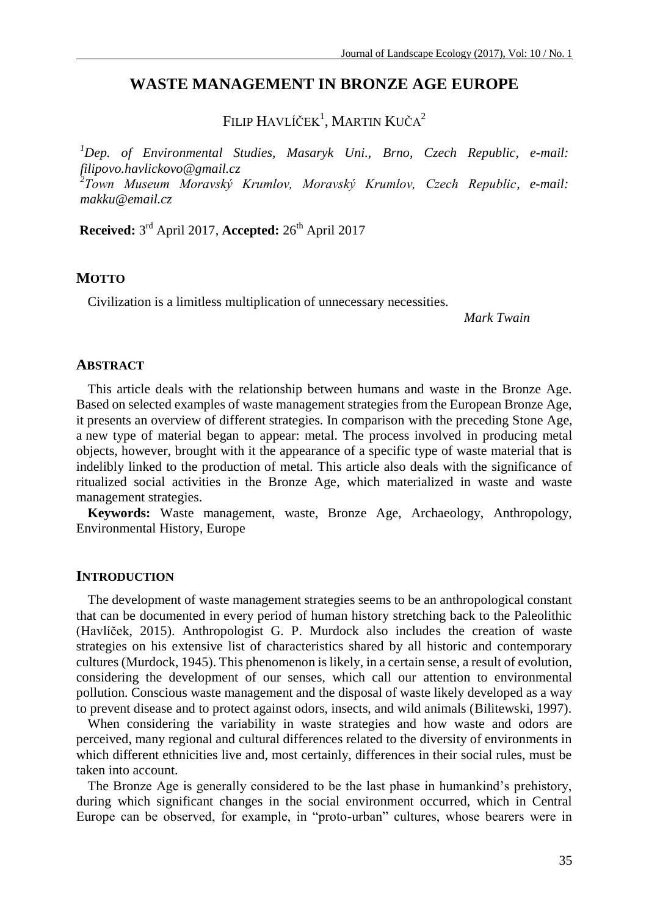# WASTE MANAGEMENT IN BRONZE AGE EUROPE

FILIP HAVLÍČEK[1], MARTIN KUČA[2]

[1]*Dep. of Environmental Studies, Masaryk Uni., Brno, Czech Republic, e-mail: filipovo.havlickovo@gmail.cz*
[2]*Town Museum Moravský Krumlov, Moravský Krumlov, Czech Republic, e-mail: makku@email.cz*

**Received:** 3rd April 2017, **Accepted:** 26th April 2017

## MOTTO

Civilization is a limitless multiplication of unnecessary necessities.

*Mark Twain*

## ABSTRACT

This article deals with the relationship between humans and waste in the Bronze Age. Based on selected examples of waste management strategies from the European Bronze Age, it presents an overview of different strategies. In comparison with the preceding Stone Age, a new type of material began to appear: metal. The process involved in producing metal objects, however, brought with it the appearance of a specific type of waste material that is indelibly linked to the production of metal. This article also deals with the significance of ritualized social activities in the Bronze Age, which materialized in waste and waste management strategies.

**Keywords:** Waste management, waste, Bronze Age, Archaeology, Anthropology, Environmental History, Europe

## INTRODUCTION

The development of waste management strategies seems to be an anthropological constant that can be documented in every period of human history stretching back to the Paleolithic (Havlíček, 2015). Anthropologist G. P. Murdock also includes the creation of waste strategies on his extensive list of characteristics shared by all historic and contemporary cultures (Murdock, 1945). This phenomenon is likely, in a certain sense, a result of evolution, considering the development of our senses, which call our attention to environmental pollution. Conscious waste management and the disposal of waste likely developed as a way to prevent disease and to protect against odors, insects, and wild animals (Bilitewski, 1997).

When considering the variability in waste strategies and how waste and odors are perceived, many regional and cultural differences related to the diversity of environments in which different ethnicities live and, most certainly, differences in their social rules, must be taken into account.

The Bronze Age is generally considered to be the last phase in humankind's prehistory, during which significant changes in the social environment occurred, which in Central Europe can be observed, for example, in "proto-urban" cultures, whose bearers were in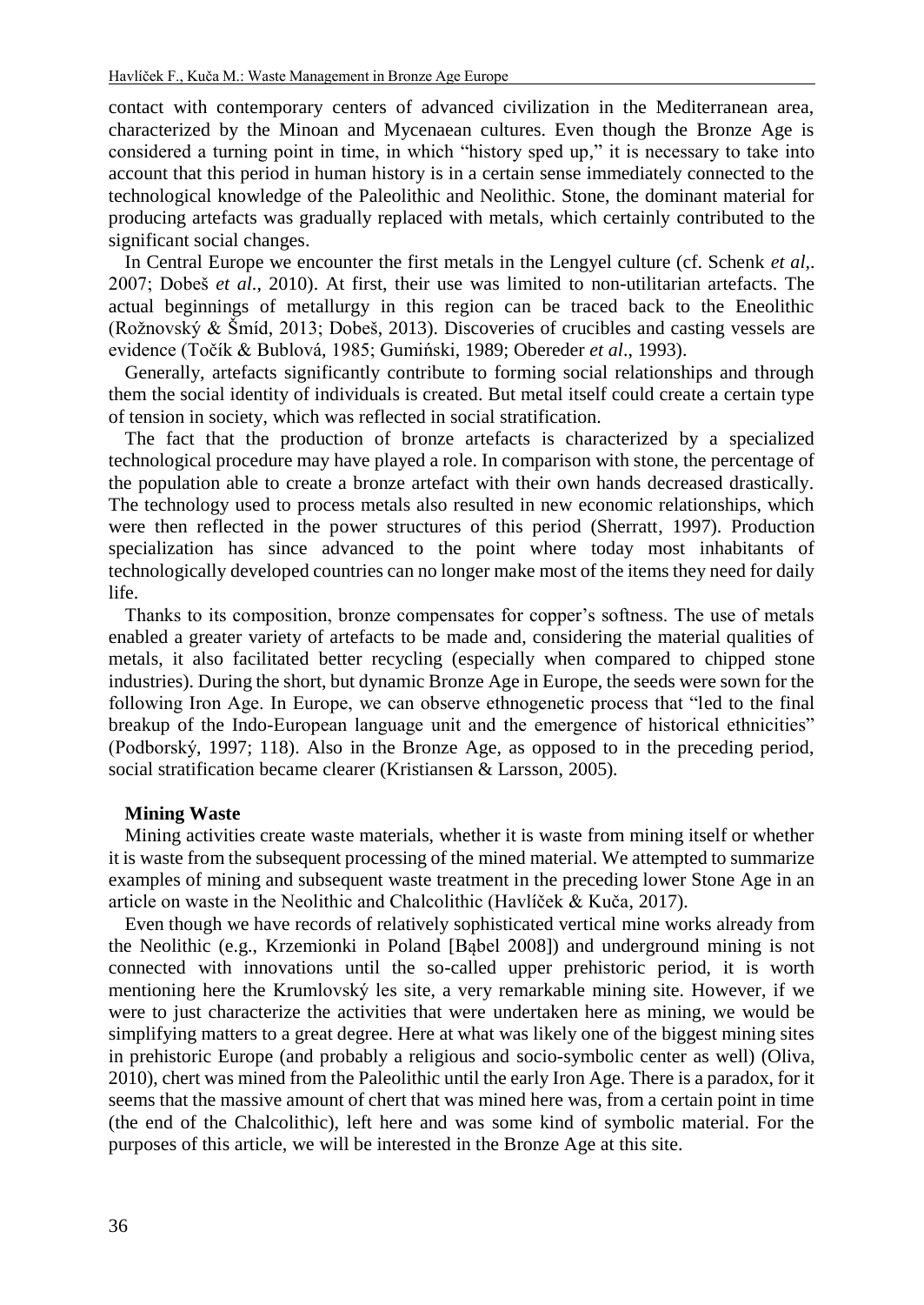contact with contemporary centers of advanced civilization in the Mediterranean area, characterized by the Minoan and Mycenaean cultures. Even though the Bronze Age is considered a turning point in time, in which "history sped up," it is necessary to take into account that this period in human history is in a certain sense immediately connected to the technological knowledge of the Paleolithic and Neolithic. Stone, the dominant material for producing artefacts was gradually replaced with metals, which certainly contributed to the significant social changes.

In Central Europe we encounter the first metals in the Lengyel culture (cf. Schenk *et al*,. 2007; Dobeš *et al*., 2010). At first, their use was limited to non-utilitarian artefacts. The actual beginnings of metallurgy in this region can be traced back to the Eneolithic (Rožnovský & Šmíd, 2013; Dobeš, 2013). Discoveries of crucibles and casting vessels are evidence (Točík & Bublová, 1985; Gumiński, 1989; Obereder *et al*., 1993).

Generally, artefacts significantly contribute to forming social relationships and through them the social identity of individuals is created. But metal itself could create a certain type of tension in society, which was reflected in social stratification.

The fact that the production of bronze artefacts is characterized by a specialized technological procedure may have played a role. In comparison with stone, the percentage of the population able to create a bronze artefact with their own hands decreased drastically. The technology used to process metals also resulted in new economic relationships, which were then reflected in the power structures of this period (Sherratt, 1997). Production specialization has since advanced to the point where today most inhabitants of technologically developed countries can no longer make most of the items they need for daily life.

Thanks to its composition, bronze compensates for copper's softness. The use of metals enabled a greater variety of artefacts to be made and, considering the material qualities of metals, it also facilitated better recycling (especially when compared to chipped stone industries). During the short, but dynamic Bronze Age in Europe, the seeds were sown for the following Iron Age. In Europe, we can observe ethnogenetic process that "led to the final breakup of the Indo-European language unit and the emergence of historical ethnicities" (Podborský, 1997; 118). Also in the Bronze Age, as opposed to in the preceding period, social stratification became clearer (Kristiansen & Larsson, 2005).

**Mining Waste**

Mining activities create waste materials, whether it is waste from mining itself or whether it is waste from the subsequent processing of the mined material. We attempted to summarize examples of mining and subsequent waste treatment in the preceding lower Stone Age in an article on waste in the Neolithic and Chalcolithic (Havlíček & Kuča, 2017).

Even though we have records of relatively sophisticated vertical mine works already from the Neolithic (e.g., Krzemionki in Poland [Bąbel 2008]) and underground mining is not connected with innovations until the so-called upper prehistoric period, it is worth mentioning here the Krumlovský les site, a very remarkable mining site. However, if we were to just characterize the activities that were undertaken here as mining, we would be simplifying matters to a great degree. Here at what was likely one of the biggest mining sites in prehistoric Europe (and probably a religious and socio-symbolic center as well) (Oliva, 2010), chert was mined from the Paleolithic until the early Iron Age. There is a paradox, for it seems that the massive amount of chert that was mined here was, from a certain point in time (the end of the Chalcolithic), left here and was some kind of symbolic material. For the purposes of this article, we will be interested in the Bronze Age at this site.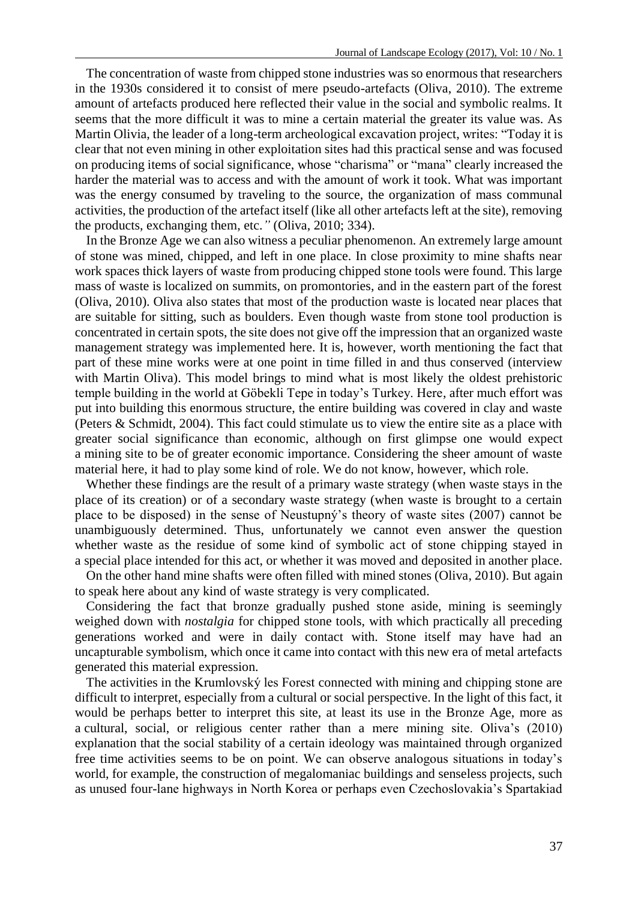The concentration of waste from chipped stone industries was so enormous that researchers in the 1930s considered it to consist of mere pseudo-artefacts (Oliva, 2010). The extreme amount of artefacts produced here reflected their value in the social and symbolic realms. It seems that the more difficult it was to mine a certain material the greater its value was. As Martin Olivia, the leader of a long-term archeological excavation project, writes: "Today it is clear that not even mining in other exploitation sites had this practical sense and was focused on producing items of social significance, whose "charisma" or "mana" clearly increased the harder the material was to access and with the amount of work it took. What was important was the energy consumed by traveling to the source, the organization of mass communal activities, the production of the artefact itself (like all other artefacts left at the site), removing the products, exchanging them, etc.*"* (Oliva, 2010; 334).

In the Bronze Age we can also witness a peculiar phenomenon. An extremely large amount of stone was mined, chipped, and left in one place. In close proximity to mine shafts near work spaces thick layers of waste from producing chipped stone tools were found. This large mass of waste is localized on summits, on promontories, and in the eastern part of the forest (Oliva, 2010). Oliva also states that most of the production waste is located near places that are suitable for sitting, such as boulders. Even though waste from stone tool production is concentrated in certain spots, the site does not give off the impression that an organized waste management strategy was implemented here. It is, however, worth mentioning the fact that part of these mine works were at one point in time filled in and thus conserved (interview with Martin Oliva). This model brings to mind what is most likely the oldest prehistoric temple building in the world at Göbekli Tepe in today's Turkey. Here, after much effort was put into building this enormous structure, the entire building was covered in clay and waste (Peters & Schmidt, 2004). This fact could stimulate us to view the entire site as a place with greater social significance than economic, although on first glimpse one would expect a mining site to be of greater economic importance. Considering the sheer amount of waste material here, it had to play some kind of role. We do not know, however, which role.

Whether these findings are the result of a primary waste strategy (when waste stays in the place of its creation) or of a secondary waste strategy (when waste is brought to a certain place to be disposed) in the sense of Neustupný's theory of waste sites (2007) cannot be unambiguously determined. Thus, unfortunately we cannot even answer the question whether waste as the residue of some kind of symbolic act of stone chipping stayed in a special place intended for this act, or whether it was moved and deposited in another place.

On the other hand mine shafts were often filled with mined stones (Oliva, 2010). But again to speak here about any kind of waste strategy is very complicated.

Considering the fact that bronze gradually pushed stone aside, mining is seemingly weighed down with *nostalgia* for chipped stone tools, with which practically all preceding generations worked and were in daily contact with. Stone itself may have had an uncapturable symbolism, which once it came into contact with this new era of metal artefacts generated this material expression.

The activities in the Krumlovský les Forest connected with mining and chipping stone are difficult to interpret, especially from a cultural or social perspective. In the light of this fact, it would be perhaps better to interpret this site, at least its use in the Bronze Age, more as a cultural, social, or religious center rather than a mere mining site. Oliva's (2010) explanation that the social stability of a certain ideology was maintained through organized free time activities seems to be on point. We can observe analogous situations in today's world, for example, the construction of megalomaniac buildings and senseless projects, such as unused four-lane highways in North Korea or perhaps even Czechoslovakia's Spartakiad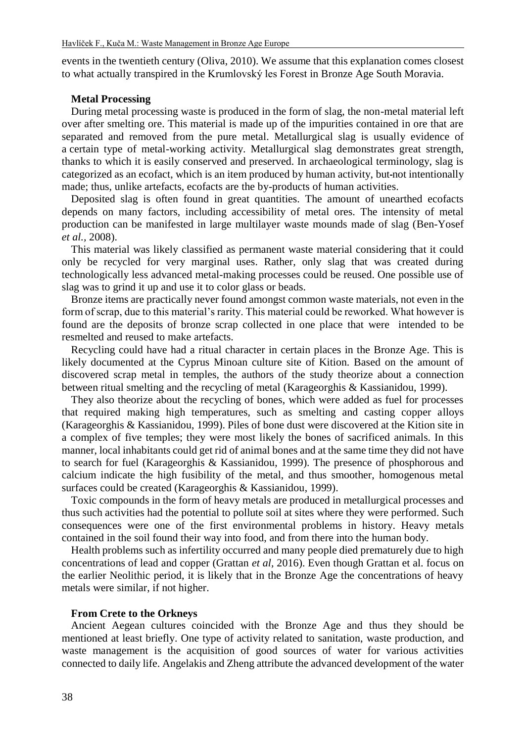events in the twentieth century (Oliva, 2010). We assume that this explanation comes closest to what actually transpired in the Krumlovský les Forest in Bronze Age South Moravia.

### Metal Processing

During metal processing waste is produced in the form of slag, the non-metal material left over after smelting ore. This material is made up of the impurities contained in ore that are separated and removed from the pure metal. Metallurgical slag is usually evidence of a certain type of metal-working activity. Metallurgical slag demonstrates great strength, thanks to which it is easily conserved and preserved. In archaeological terminology, slag is categorized as an ecofact, which is an item produced by human activity, but not intentionally made; thus, unlike artefacts, ecofacts are the by-products of human activities.

Deposited slag is often found in great quantities. The amount of unearthed ecofacts depends on many factors, including accessibility of metal ores. The intensity of metal production can be manifested in large multilayer waste mounds made of slag (Ben-Yosef *et al.,* 2008).

This material was likely classified as permanent waste material considering that it could only be recycled for very marginal uses. Rather, only slag that was created during technologically less advanced metal-making processes could be reused. One possible use of slag was to grind it up and use it to color glass or beads.

Bronze items are practically never found amongst common waste materials, not even in the form of scrap, due to this material's rarity. This material could be reworked. What however is found are the deposits of bronze scrap collected in one place that were intended to be resmelted and reused to make artefacts.

Recycling could have had a ritual character in certain places in the Bronze Age. This is likely documented at the Cyprus Minoan culture site of Kition. Based on the amount of discovered scrap metal in temples, the authors of the study theorize about a connection between ritual smelting and the recycling of metal (Karageorghis & Kassianidou, 1999).

They also theorize about the recycling of bones, which were added as fuel for processes that required making high temperatures, such as smelting and casting copper alloys (Karageorghis & Kassianidou, 1999). Piles of bone dust were discovered at the Kition site in a complex of five temples; they were most likely the bones of sacrificed animals. In this manner, local inhabitants could get rid of animal bones and at the same time they did not have to search for fuel (Karageorghis & Kassianidou, 1999). The presence of phosphorous and calcium indicate the high fusibility of the metal, and thus smoother, homogenous metal surfaces could be created (Karageorghis & Kassianidou, 1999).

Toxic compounds in the form of heavy metals are produced in metallurgical processes and thus such activities had the potential to pollute soil at sites where they were performed. Such consequences were one of the first environmental problems in history. Heavy metals contained in the soil found their way into food, and from there into the human body.

Health problems such as infertility occurred and many people died prematurely due to high concentrations of lead and copper (Grattan *et al*, 2016). Even though Grattan et al. focus on the earlier Neolithic period, it is likely that in the Bronze Age the concentrations of heavy metals were similar, if not higher.

### From Crete to the Orkneys

Ancient Aegean cultures coincided with the Bronze Age and thus they should be mentioned at least briefly. One type of activity related to sanitation, waste production, and waste management is the acquisition of good sources of water for various activities connected to daily life. Angelakis and Zheng attribute the advanced development of the water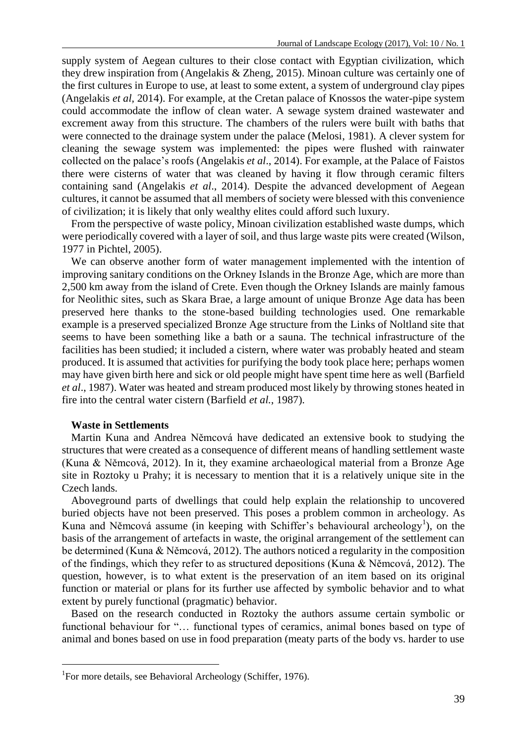supply system of Aegean cultures to their close contact with Egyptian civilization, which they drew inspiration from (Angelakis & Zheng, 2015). Minoan culture was certainly one of the first cultures in Europe to use, at least to some extent, a system of underground clay pipes (Angelakis *et al*, 2014). For example, at the Cretan palace of Knossos the water-pipe system could accommodate the inflow of clean water. A sewage system drained wastewater and excrement away from this structure. The chambers of the rulers were built with baths that were connected to the drainage system under the palace (Melosi, 1981). A clever system for cleaning the sewage system was implemented: the pipes were flushed with rainwater collected on the palace's roofs (Angelakis *et al*., 2014). For example, at the Palace of Faistos there were cisterns of water that was cleaned by having it flow through ceramic filters containing sand (Angelakis *et al*., 2014). Despite the advanced development of Aegean cultures, it cannot be assumed that all members of society were blessed with this convenience of civilization; it is likely that only wealthy elites could afford such luxury.

From the perspective of waste policy, Minoan civilization established waste dumps, which were periodically covered with a layer of soil, and thus large waste pits were created (Wilson, 1977 in Pichtel, 2005).

We can observe another form of water management implemented with the intention of improving sanitary conditions on the Orkney Islands in the Bronze Age, which are more than 2,500 km away from the island of Crete. Even though the Orkney Islands are mainly famous for Neolithic sites, such as Skara Brae, a large amount of unique Bronze Age data has been preserved here thanks to the stone-based building technologies used. One remarkable example is a preserved specialized Bronze Age structure from the Links of Noltland site that seems to have been something like a bath or a sauna. The technical infrastructure of the facilities has been studied; it included a cistern, where water was probably heated and steam produced. It is assumed that activities for purifying the body took place here; perhaps women may have given birth here and sick or old people might have spent time here as well (Barfield *et al*., 1987). Water was heated and stream produced most likely by throwing stones heated in fire into the central water cistern (Barfield *et al.*, 1987).

**Waste in Settlements**

Martin Kuna and Andrea Němcová have dedicated an extensive book to studying the structures that were created as a consequence of different means of handling settlement waste (Kuna & Němcová, 2012). In it, they examine archaeological material from a Bronze Age site in Roztoky u Prahy; it is necessary to mention that it is a relatively unique site in the Czech lands.

Aboveground parts of dwellings that could help explain the relationship to uncovered buried objects have not been preserved. This poses a problem common in archeology. As Kuna and Němcová assume (in keeping with Schiffer's behavioural archeology[1]), on the basis of the arrangement of artefacts in waste, the original arrangement of the settlement can be determined (Kuna & Němcová, 2012). The authors noticed a regularity in the composition of the findings, which they refer to as structured depositions (Kuna & Němcová, 2012). The question, however, is to what extent is the preservation of an item based on its original function or material or plans for its further use affected by symbolic behavior and to what extent by purely functional (pragmatic) behavior.

Based on the research conducted in Roztoky the authors assume certain symbolic or functional behaviour for "… functional types of ceramics, animal bones based on type of animal and bones based on use in food preparation (meaty parts of the body vs. harder to use

[1]For more details, see Behavioral Archeology (Schiffer, 1976).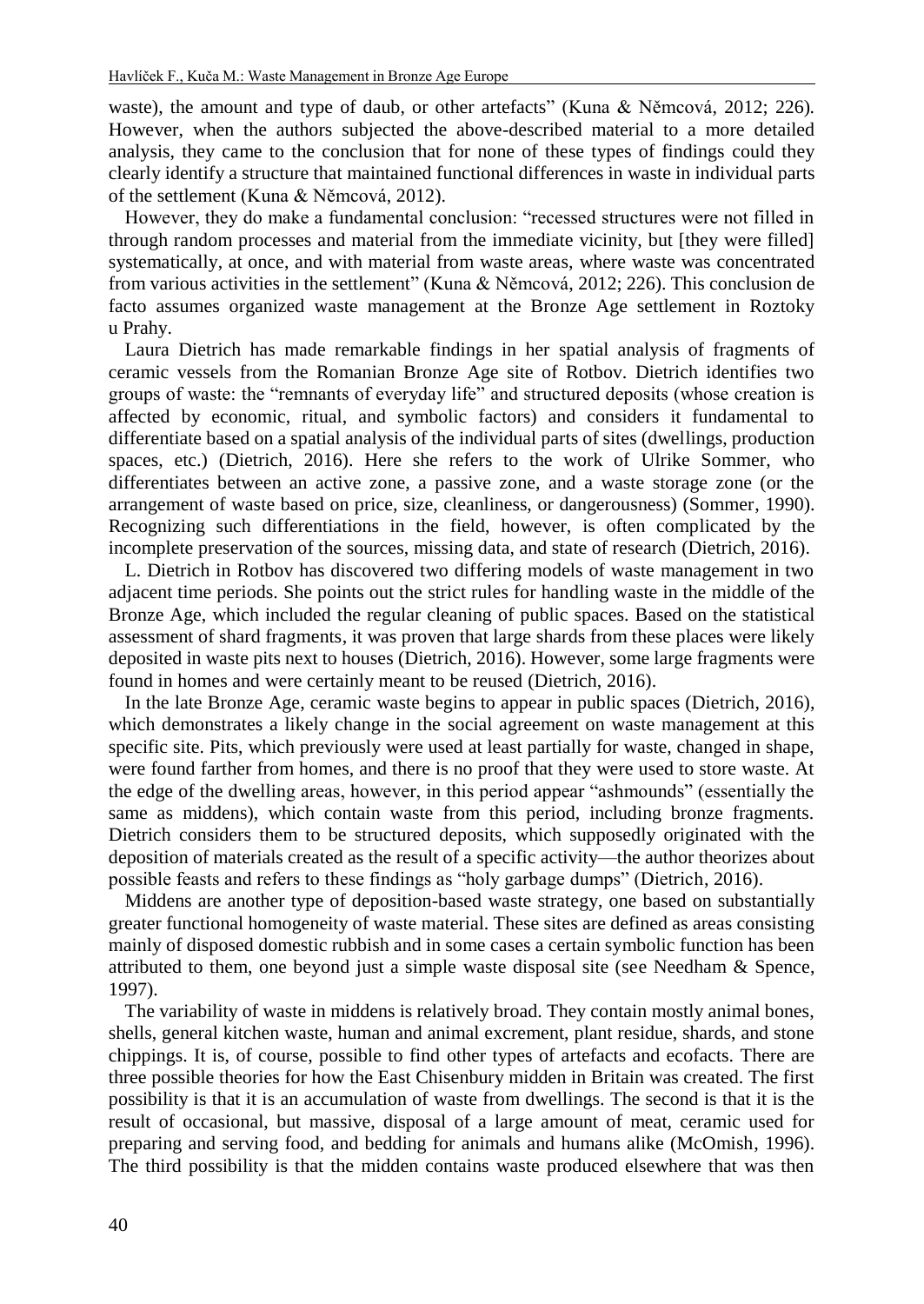waste), the amount and type of daub, or other artefacts" (Kuna & Němcová, 2012; 226). However, when the authors subjected the above-described material to a more detailed analysis, they came to the conclusion that for none of these types of findings could they clearly identify a structure that maintained functional differences in waste in individual parts of the settlement (Kuna & Němcová, 2012).

However, they do make a fundamental conclusion: "recessed structures were not filled in through random processes and material from the immediate vicinity, but [they were filled] systematically, at once, and with material from waste areas, where waste was concentrated from various activities in the settlement" (Kuna & Němcová, 2012; 226). This conclusion de facto assumes organized waste management at the Bronze Age settlement in Roztoky u Prahy.

Laura Dietrich has made remarkable findings in her spatial analysis of fragments of ceramic vessels from the Romanian Bronze Age site of Rotbov. Dietrich identifies two groups of waste: the "remnants of everyday life" and structured deposits (whose creation is affected by economic, ritual, and symbolic factors) and considers it fundamental to differentiate based on a spatial analysis of the individual parts of sites (dwellings, production spaces, etc.) (Dietrich, 2016). Here she refers to the work of Ulrike Sommer, who differentiates between an active zone, a passive zone, and a waste storage zone (or the arrangement of waste based on price, size, cleanliness, or dangerousness) (Sommer, 1990). Recognizing such differentiations in the field, however, is often complicated by the incomplete preservation of the sources, missing data, and state of research (Dietrich, 2016).

L. Dietrich in Rotbov has discovered two differing models of waste management in two adjacent time periods. She points out the strict rules for handling waste in the middle of the Bronze Age, which included the regular cleaning of public spaces. Based on the statistical assessment of shard fragments, it was proven that large shards from these places were likely deposited in waste pits next to houses (Dietrich, 2016). However, some large fragments were found in homes and were certainly meant to be reused (Dietrich, 2016).

In the late Bronze Age, ceramic waste begins to appear in public spaces (Dietrich, 2016), which demonstrates a likely change in the social agreement on waste management at this specific site. Pits, which previously were used at least partially for waste, changed in shape, were found farther from homes, and there is no proof that they were used to store waste. At the edge of the dwelling areas, however, in this period appear "ashmounds" (essentially the same as middens), which contain waste from this period, including bronze fragments. Dietrich considers them to be structured deposits, which supposedly originated with the deposition of materials created as the result of a specific activity—the author theorizes about possible feasts and refers to these findings as "holy garbage dumps" (Dietrich, 2016).

Middens are another type of deposition-based waste strategy, one based on substantially greater functional homogeneity of waste material. These sites are defined as areas consisting mainly of disposed domestic rubbish and in some cases a certain symbolic function has been attributed to them, one beyond just a simple waste disposal site (see Needham & Spence, 1997).

The variability of waste in middens is relatively broad. They contain mostly animal bones, shells, general kitchen waste, human and animal excrement, plant residue, shards, and stone chippings. It is, of course, possible to find other types of artefacts and ecofacts. There are three possible theories for how the East Chisenbury midden in Britain was created. The first possibility is that it is an accumulation of waste from dwellings. The second is that it is the result of occasional, but massive, disposal of a large amount of meat, ceramic used for preparing and serving food, and bedding for animals and humans alike (McOmish, 1996). The third possibility is that the midden contains waste produced elsewhere that was then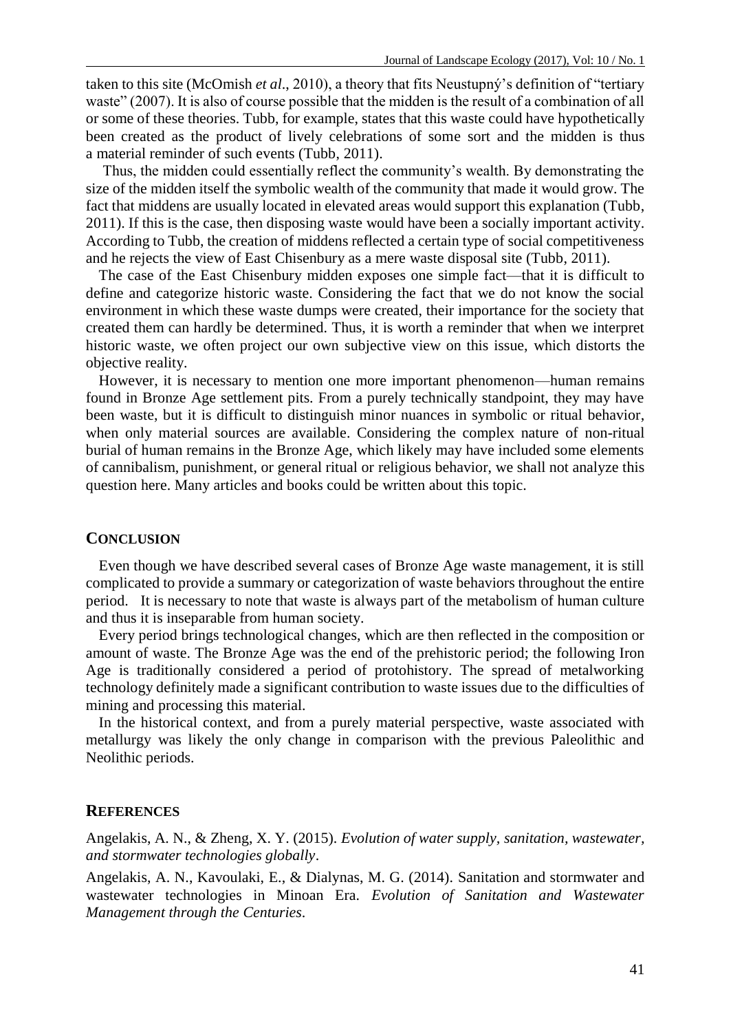taken to this site (McOmish *et al*., 2010), a theory that fits Neustupný's definition of "tertiary waste" (2007). It is also of course possible that the midden is the result of a combination of all or some of these theories. Tubb, for example, states that this waste could have hypothetically been created as the product of lively celebrations of some sort and the midden is thus a material reminder of such events (Tubb, 2011).

Thus, the midden could essentially reflect the community's wealth. By demonstrating the size of the midden itself the symbolic wealth of the community that made it would grow. The fact that middens are usually located in elevated areas would support this explanation (Tubb, 2011). If this is the case, then disposing waste would have been a socially important activity. According to Tubb, the creation of middens reflected a certain type of social competitiveness and he rejects the view of East Chisenbury as a mere waste disposal site (Tubb, 2011).

The case of the East Chisenbury midden exposes one simple fact—that it is difficult to define and categorize historic waste. Considering the fact that we do not know the social environment in which these waste dumps were created, their importance for the society that created them can hardly be determined. Thus, it is worth a reminder that when we interpret historic waste, we often project our own subjective view on this issue, which distorts the objective reality.

However, it is necessary to mention one more important phenomenon—human remains found in Bronze Age settlement pits. From a purely technically standpoint, they may have been waste, but it is difficult to distinguish minor nuances in symbolic or ritual behavior, when only material sources are available. Considering the complex nature of non-ritual burial of human remains in the Bronze Age, which likely may have included some elements of cannibalism, punishment, or general ritual or religious behavior, we shall not analyze this question here. Many articles and books could be written about this topic.

## CONCLUSION

Even though we have described several cases of Bronze Age waste management, it is still complicated to provide a summary or categorization of waste behaviors throughout the entire period. It is necessary to note that waste is always part of the metabolism of human culture and thus it is inseparable from human society.

Every period brings technological changes, which are then reflected in the composition or amount of waste. The Bronze Age was the end of the prehistoric period; the following Iron Age is traditionally considered a period of protohistory. The spread of metalworking technology definitely made a significant contribution to waste issues due to the difficulties of mining and processing this material.

In the historical context, and from a purely material perspective, waste associated with metallurgy was likely the only change in comparison with the previous Paleolithic and Neolithic periods.

## REFERENCES

Angelakis, A. N., & Zheng, X. Y. (2015). *Evolution of water supply, sanitation, wastewater, and stormwater technologies globally*.

Angelakis, A. N., Kavoulaki, E., & Dialynas, M. G. (2014). Sanitation and stormwater and wastewater technologies in Minoan Era. *Evolution of Sanitation and Wastewater Management through the Centuries*.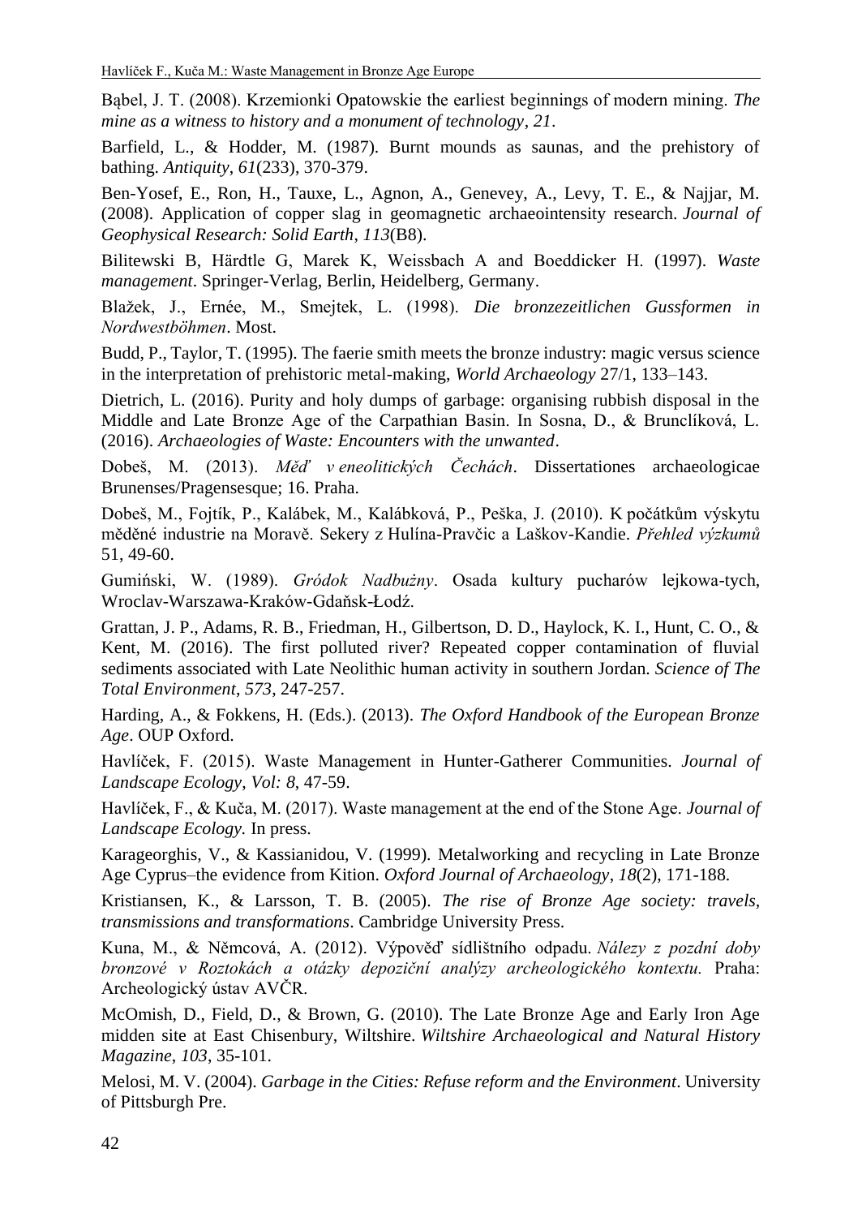Bąbel, J. T. (2008). Krzemionki Opatowskie the earliest beginnings of modern mining. *The mine as a witness to history and a monument of technology*, *21*.

Barfield, L., & Hodder, M. (1987). Burnt mounds as saunas, and the prehistory of bathing. *Antiquity*, *61*(233), 370-379.

Ben-Yosef, E., Ron, H., Tauxe, L., Agnon, A., Genevey, A., Levy, T. E., & Najjar, M. (2008). Application of copper slag in geomagnetic archaeointensity research. *Journal of Geophysical Research: Solid Earth*, *113*(B8).

Bilitewski B, Härdtle G, Marek K, Weissbach A and Boeddicker H. (1997). *Waste management*. Springer-Verlag, Berlin, Heidelberg, Germany.

Blažek, J., Ernée, M., Smejtek, L. (1998). *Die bronzezeitlichen Gussformen in Nordwestböhmen*. Most.

Budd, P., Taylor, T. (1995). The faerie smith meets the bronze industry: magic versus science in the interpretation of prehistoric metal-making, *World Archaeology* 27/1, 133–143.

Dietrich, L. (2016). Purity and holy dumps of garbage: organising rubbish disposal in the Middle and Late Bronze Age of the Carpathian Basin. In Sosna, D., & Brunclíková, L. (2016). *Archaeologies of Waste: Encounters with the unwanted*.

Dobeš, M. (2013). *Měď v eneolitických Čechách*. Dissertationes archaeologicae Brunenses/Pragensesque; 16. Praha.

Dobeš, M., Fojtík, P., Kalábek, M., Kalábková, P., Peška, J. (2010). K počátkům výskytu měděné industrie na Moravě. Sekery z Hulína-Pravčic a Laškov-Kandie. *Přehled výzkumů* 51, 49-60.

Gumiński, W. (1989). *Gródok Nadbużny*. Osada kultury pucharów lejkowa-tych, Wroclav-Warszawa-Kraków-Gdańsk-Łodź.

Grattan, J. P., Adams, R. B., Friedman, H., Gilbertson, D. D., Haylock, K. I., Hunt, C. O., & Kent, M. (2016). The first polluted river? Repeated copper contamination of fluvial sediments associated with Late Neolithic human activity in southern Jordan. *Science of The Total Environment*, *573*, 247-257.

Harding, A., & Fokkens, H. (Eds.). (2013). *The Oxford Handbook of the European Bronze Age*. OUP Oxford.

Havlíček, F. (2015). Waste Management in Hunter-Gatherer Communities. *Journal of Landscape Ecology*, *Vol: 8*, 47-59.

Havlíček, F., & Kuča, M. (2017). Waste management at the end of the Stone Age. *Journal of Landscape Ecology.* In press.

Karageorghis, V., & Kassianidou, V. (1999). Metalworking and recycling in Late Bronze Age Cyprus–the evidence from Kition. *Oxford Journal of Archaeology*, *18*(2), 171-188.

Kristiansen, K., & Larsson, T. B. (2005). *The rise of Bronze Age society: travels, transmissions and transformations*. Cambridge University Press.

Kuna, M., & Němcová, A. (2012). Výpověď sídlištního odpadu. *Nálezy z pozdní doby bronzové v Roztokách a otázky depoziční analýzy archeologického kontextu.* Praha: Archeologický ústav AVČR.

McOmish, D., Field, D., & Brown, G. (2010). The Late Bronze Age and Early Iron Age midden site at East Chisenbury, Wiltshire. *Wiltshire Archaeological and Natural History Magazine*, *103*, 35-101.

Melosi, M. V. (2004). *Garbage in the Cities: Refuse reform and the Environment*. University of Pittsburgh Pre.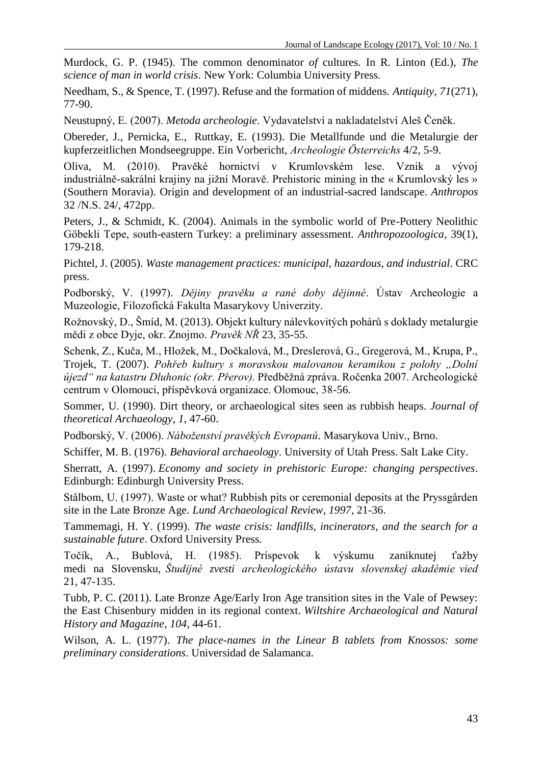Murdock, G. P. (1945). The common denominator *of* cultures. In R. Linton (Ed.), *The science of man in world crisis*. New York: Columbia University Press.

Needham, S., & Spence, T. (1997). Refuse and the formation of middens. *Antiquity*, *71*(271), 77-90.

Neustupný, E. (2007). *Metoda archeologie*. Vydavatelství a nakladatelství Aleš Čeněk.

Obereder, J., Pernicka, E., Ruttkay, E. (1993). Die Metallfunde und die Metalurgie der kupferzeitlichen Mondseegruppe. Ein Vorbericht, *Archeologie Österreichs* 4/2, 5-9.

Oliva, M. (2010). Pravěké hornictví v Krumlovském lese. Vznik a vývoj industriálně-sakrální krajiny na jižní Moravě. Prehistoric mining in the « Krumlovský les » (Southern Moravia). Origin and development of an industrial-sacred landscape. *Anthropos* 32 /N.S. 24/, 472pp.

Peters, J., & Schmidt, K. (2004). Animals in the symbolic world of Pre-Pottery Neolithic Göbekli Tepe, south-eastern Turkey: a preliminary assessment. *Anthropozoologica*, 39(1), 179-218.

Pichtel, J. (2005). *Waste management practices: municipal, hazardous, and industrial*. CRC press.

Podborský, V. (1997). *Dějiny pravěku a rané doby dějinné*. Ústav Archeologie a Muzeologie, Filozofická Fakulta Masarykovy Univerzity.

Rožnovský, D., Šmíd, M. (2013). Objekt kultury nálevkovitých pohárů s doklady metalurgie mědi z obce Dyje, okr. Znojmo. *Pravěk NŘ* 23, 35-55.

Schenk, Z., Kuča, M., Hložek, M., Dočkalová, M., Dreslerová, G., Gregerová, M., Krupa, P., Trojek, T. (2007). *Pohřeb kultury s moravskou malovanou keramikou z polohy „Dolní újezd" na katastru Dluhonic (okr. Přerov).* Předběžná zpráva. Ročenka 2007. Archeologické centrum v Olomouci, příspěvková organizace. Olomouc, 38-56.

Sommer, U. (1990). Dirt theory, or archaeological sites seen as rubbish heaps. *Journal of theoretical Archaeology*, *1*, 47-60.

Podborský, V. (2006). *Náboženství pravěkých Evropanů*. Masarykova Univ., Brno.

Schiffer, M. B. (1976). *Behavioral archaeology*. University of Utah Press. Salt Lake City.

Sherratt, A. (1997). *Economy and society in prehistoric Europe: changing perspectives*. Edinburgh: Edinburgh University Press.

Stålbom, U. (1997). Waste or what? Rubbish pits or ceremonial deposits at the Pryssgården site in the Late Bronze Age. *Lund Archaeological Review*, *1997*, 21-36.

Tammemagi, H. Y. (1999). *The waste crisis: landfills, incinerators, and the search for a sustainable future*. Oxford University Press.

Točík, A., Bublová, H. (1985). Príspevok k výskumu zaniknutej ťažby medi na Slovensku, *Študijné zvesti archeologického ústavu slovenskej akadémie vied* 21, 47-135.

Tubb, P. C. (2011). Late Bronze Age/Early Iron Age transition sites in the Vale of Pewsey: the East Chisenbury midden in its regional context. *Wiltshire Archaeological and Natural History and Magazine*, *104*, 44-61.

Wilson, A. L. (1977). *The place-names in the Linear B tablets from Knossos: some preliminary considerations*. Universidad de Salamanca.